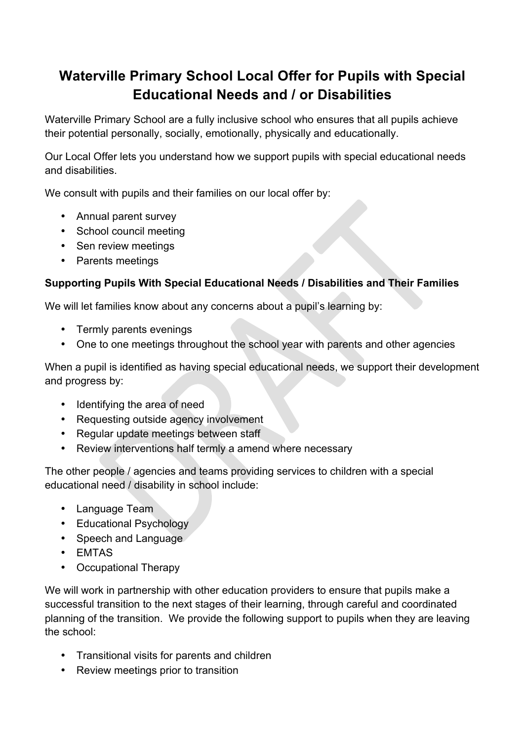# Waterville Primary School Local Offer for Pupils with Special Educational Needs and / or Disabilities

Waterville Primary School are a fully inclusive school who ensures that all pupils achieve their potential personally, socially, emotionally, physically and educationally.

Our Local Offer lets you understand how we support pupils with special educational needs and disabilities.

We consult with pupils and their families on our local offer by:

- Annual parent survey
- School council meeting
- Sen review meetings
- Parents meetings

**Supporting Pupils With Special Educational Needs / Disabilities and Their Families**

We will let families know about any concerns about a pupil's learning by:

- Termly parents evenings
- One to one meetings throughout the school year with parents and other agencies

When a pupil is identified as having special educational needs, we support their development and progress by:

- Identifying the area of need
- Requesting outside agency involvement
- Regular update meetings between staff
- Review interventions half termly a amend where necessary

The other people / agencies and teams providing services to children with a special educational need / disability in school include:

- Language Team
- Educational Psychology
- Speech and Language
- EMTAS
- Occupational Therapy

We will work in partnership with other education providers to ensure that pupils make a successful transition to the next stages of their learning, through careful and coordinated planning of the transition. We provide the following support to pupils when they are leaving the school:

- Transitional visits for parents and children
- Review meetings prior to transition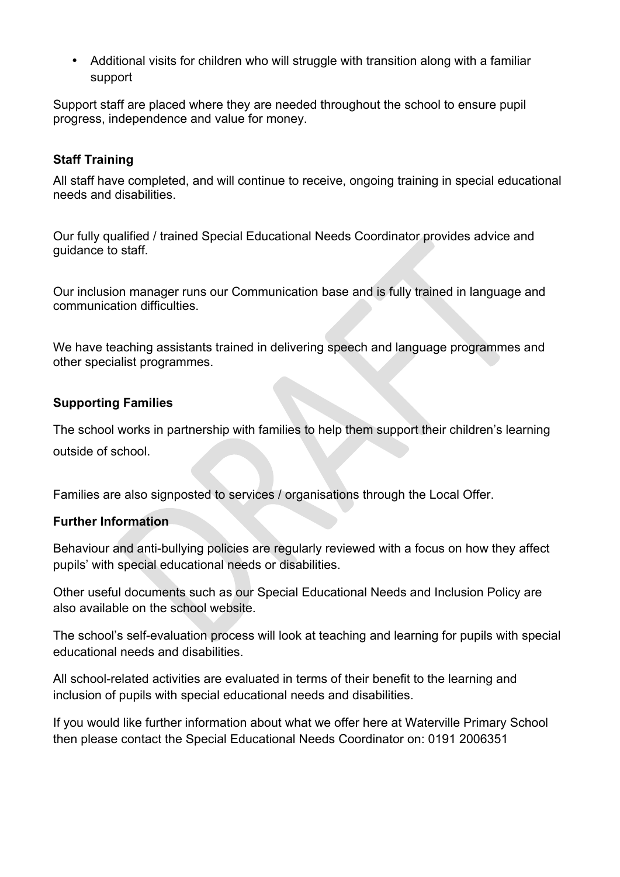- Additional visits for children who will struggle with transition along with a familiar support

Support staff are placed where they are needed throughout the school to ensure pupil progress, independence and value for money.

**Staff Training**

All staff have completed, and will continue to receive, ongoing training in special educational needs and disabilities.

Our fully qualified / trained Special Educational Needs Coordinator provides advice and guidance to staff.

Our inclusion manager runs our Communication base and is fully trained in language and communication difficulties.

We have teaching assistants trained in delivering speech and language programmes and other specialist programmes.

**Supporting Families**

The school works in partnership with families to help them support their children's learning outside of school.

Families are also signposted to services / organisations through the Local Offer.

**Further Information**

Behaviour and anti-bullying policies are regularly reviewed with a focus on how they affect pupils' with special educational needs or disabilities.

Other useful documents such as our Special Educational Needs and Inclusion Policy are also available on the school website.

The school's self-evaluation process will look at teaching and learning for pupils with special educational needs and disabilities.

All school-related activities are evaluated in terms of their benefit to the learning and inclusion of pupils with special educational needs and disabilities.

If you would like further information about what we offer here at Waterville Primary School then please contact the Special Educational Needs Coordinator on: 0191 2006351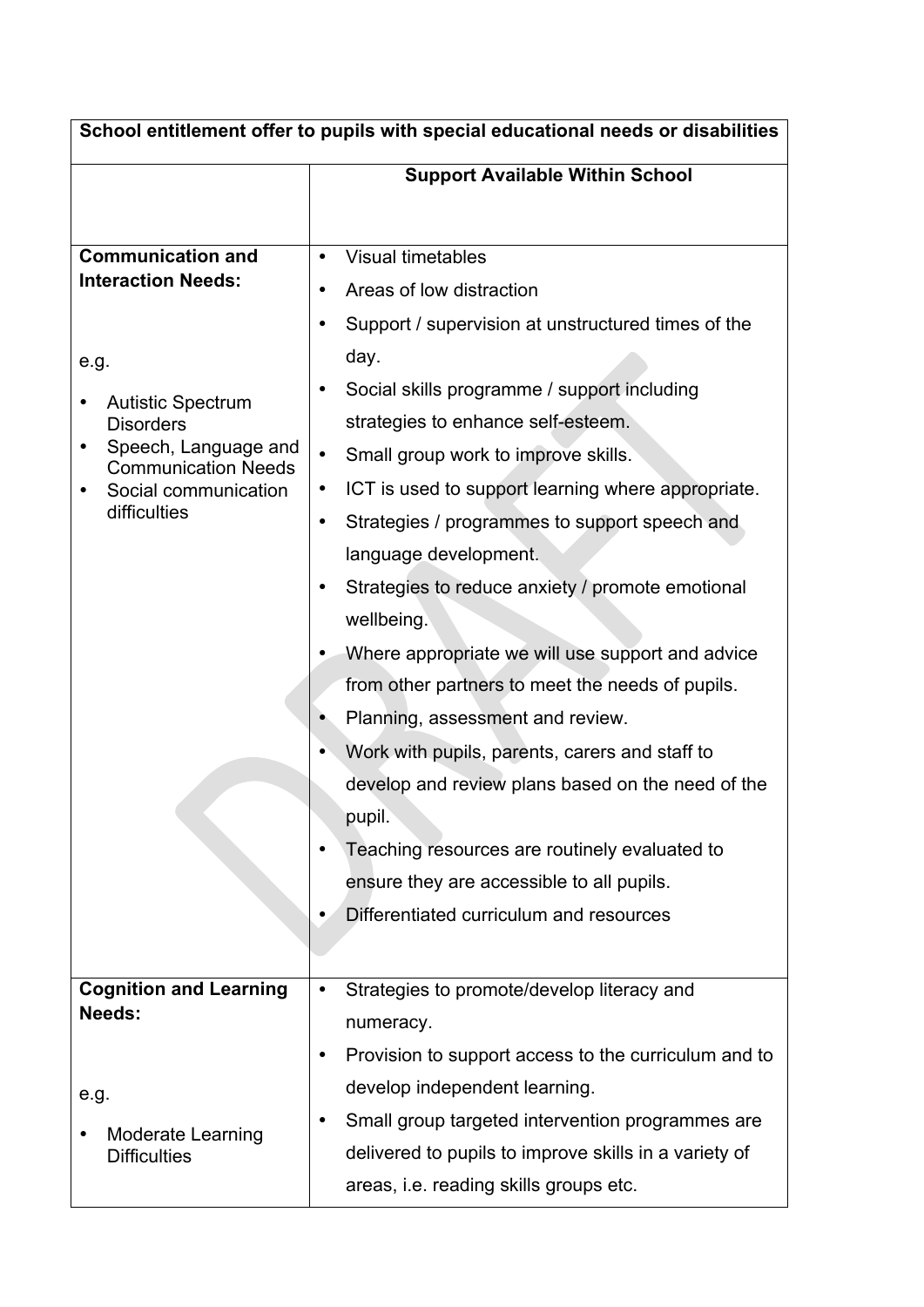| School entitlement offer to pupils with special educational needs or disabilities | |
|---|---|
| | **Support Available Within School** |
| **Communication and Interaction Needs:**<br><br>e.g.<br>• Autistic Spectrum Disorders<br>• Speech, Language and Communication Needs<br>• Social communication difficulties | • Visual timetables<br>• Areas of low distraction<br>• Support / supervision at unstructured times of the day.<br>• Social skills programme / support including strategies to enhance self-esteem.<br>• Small group work to improve skills.<br>• ICT is used to support learning where appropriate.<br>• Strategies / programmes to support speech and language development.<br>• Strategies to reduce anxiety / promote emotional wellbeing.<br>• Where appropriate we will use support and advice from other partners to meet the needs of pupils.<br>• Planning, assessment and review.<br>• Work with pupils, parents, carers and staff to develop and review plans based on the need of the pupil.<br>• Teaching resources are routinely evaluated to ensure they are accessible to all pupils.<br>• Differentiated curriculum and resources |
| **Cognition and Learning Needs:**<br><br>e.g.<br>• Moderate Learning Difficulties | • Strategies to promote/develop literacy and numeracy.<br>• Provision to support access to the curriculum and to develop independent learning.<br>• Small group targeted intervention programmes are delivered to pupils to improve skills in a variety of areas, i.e. reading skills groups etc. |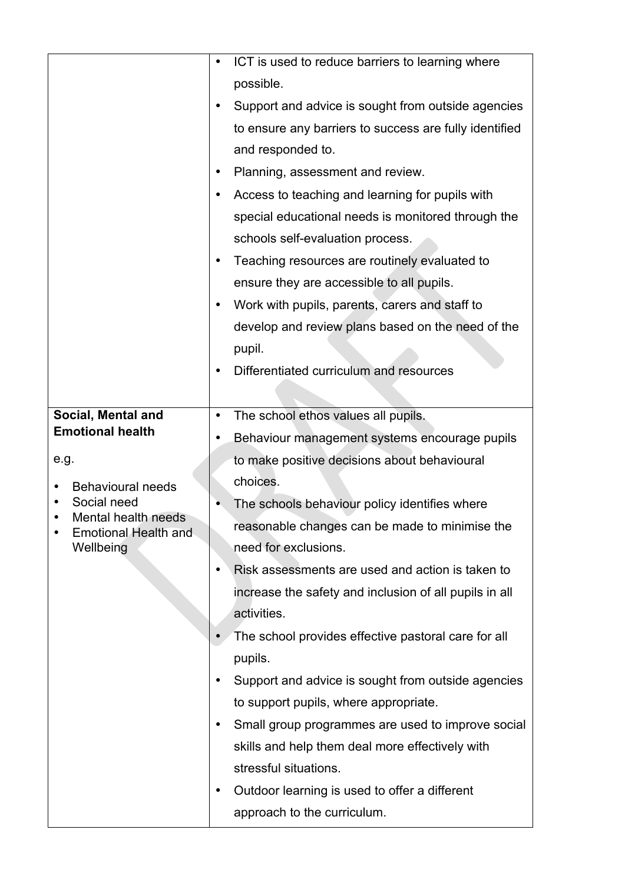| | |
|---|---|
| | • ICT is used to reduce barriers to learning where possible.<br>• Support and advice is sought from outside agencies to ensure any barriers to success are fully identified and responded to.<br>• Planning, assessment and review.<br>• Access to teaching and learning for pupils with special educational needs is monitored through the schools self-evaluation process.<br>• Teaching resources are routinely evaluated to ensure they are accessible to all pupils.<br>• Work with pupils, parents, carers and staff to develop and review plans based on the need of the pupil.<br>• Differentiated curriculum and resources |
| **Social, Mental and Emotional health**<br><br>e.g.<br><br>• Behavioural needs<br>• Social need<br>• Mental health needs<br>• Emotional Health and Wellbeing | • The school ethos values all pupils.<br>• Behaviour management systems encourage pupils to make positive decisions about behavioural choices.<br>• The schools behaviour policy identifies where reasonable changes can be made to minimise the need for exclusions.<br>• Risk assessments are used and action is taken to increase the safety and inclusion of all pupils in all activities.<br>• The school provides effective pastoral care for all pupils.<br>• Support and advice is sought from outside agencies to support pupils, where appropriate.<br>• Small group programmes are used to improve social skills and help them deal more effectively with stressful situations.<br>• Outdoor learning is used to offer a different approach to the curriculum. |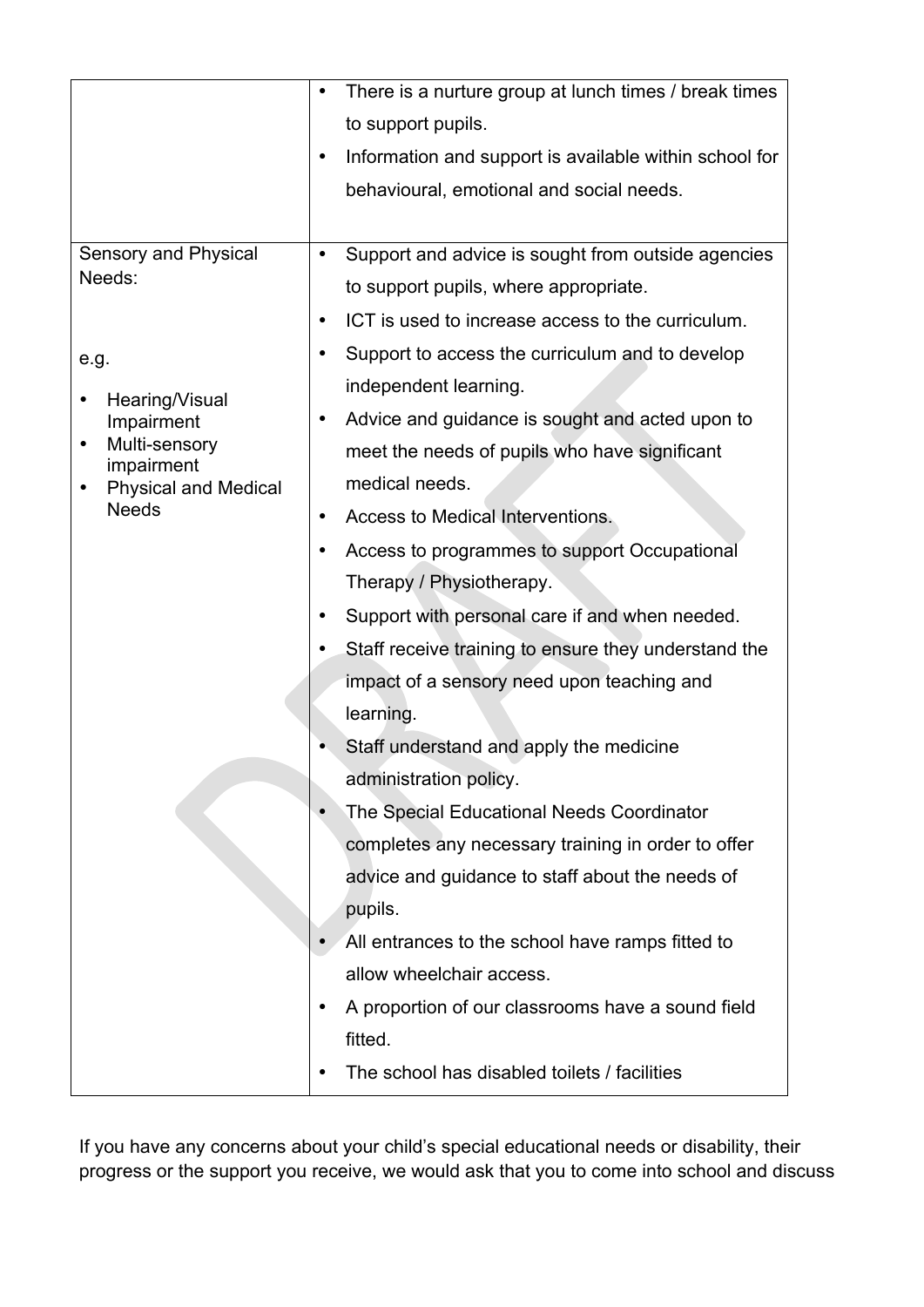| | |
|---|---|
| | • There is a nurture group at lunch times / break times to support pupils.<br>• Information and support is available within school for behavioural, emotional and social needs. |
| Sensory and Physical Needs:<br><br>e.g.<br>• Hearing/Visual Impairment<br>• Multi-sensory impairment<br>• Physical and Medical Needs | • Support and advice is sought from outside agencies to support pupils, where appropriate.<br>• ICT is used to increase access to the curriculum.<br>• Support to access the curriculum and to develop independent learning.<br>• Advice and guidance is sought and acted upon to meet the needs of pupils who have significant medical needs.<br>• Access to Medical Interventions.<br>• Access to programmes to support Occupational Therapy / Physiotherapy.<br>• Support with personal care if and when needed.<br>• Staff receive training to ensure they understand the impact of a sensory need upon teaching and learning.<br>• Staff understand and apply the medicine administration policy.<br>• The Special Educational Needs Coordinator completes any necessary training in order to offer advice and guidance to staff about the needs of pupils.<br>• All entrances to the school have ramps fitted to allow wheelchair access.<br>• A proportion of our classrooms have a sound field fitted.<br>• The school has disabled toilets / facilities |

If you have any concerns about your child's special educational needs or disability, their progress or the support you receive, we would ask that you to come into school and discuss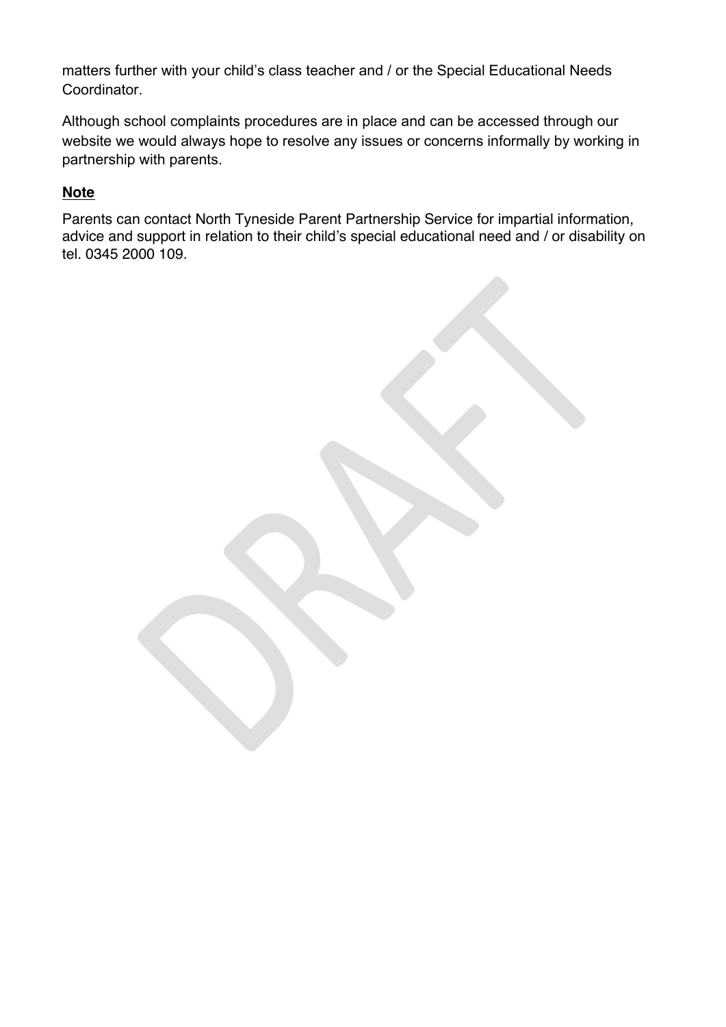matters further with your child's class teacher and / or the Special Educational Needs Coordinator.

Although school complaints procedures are in place and can be accessed through our website we would always hope to resolve any issues or concerns informally by working in partnership with parents.

**Note**

Parents can contact North Tyneside Parent Partnership Service for impartial information, advice and support in relation to their child's special educational need and / or disability on tel. 0345 2000 109.